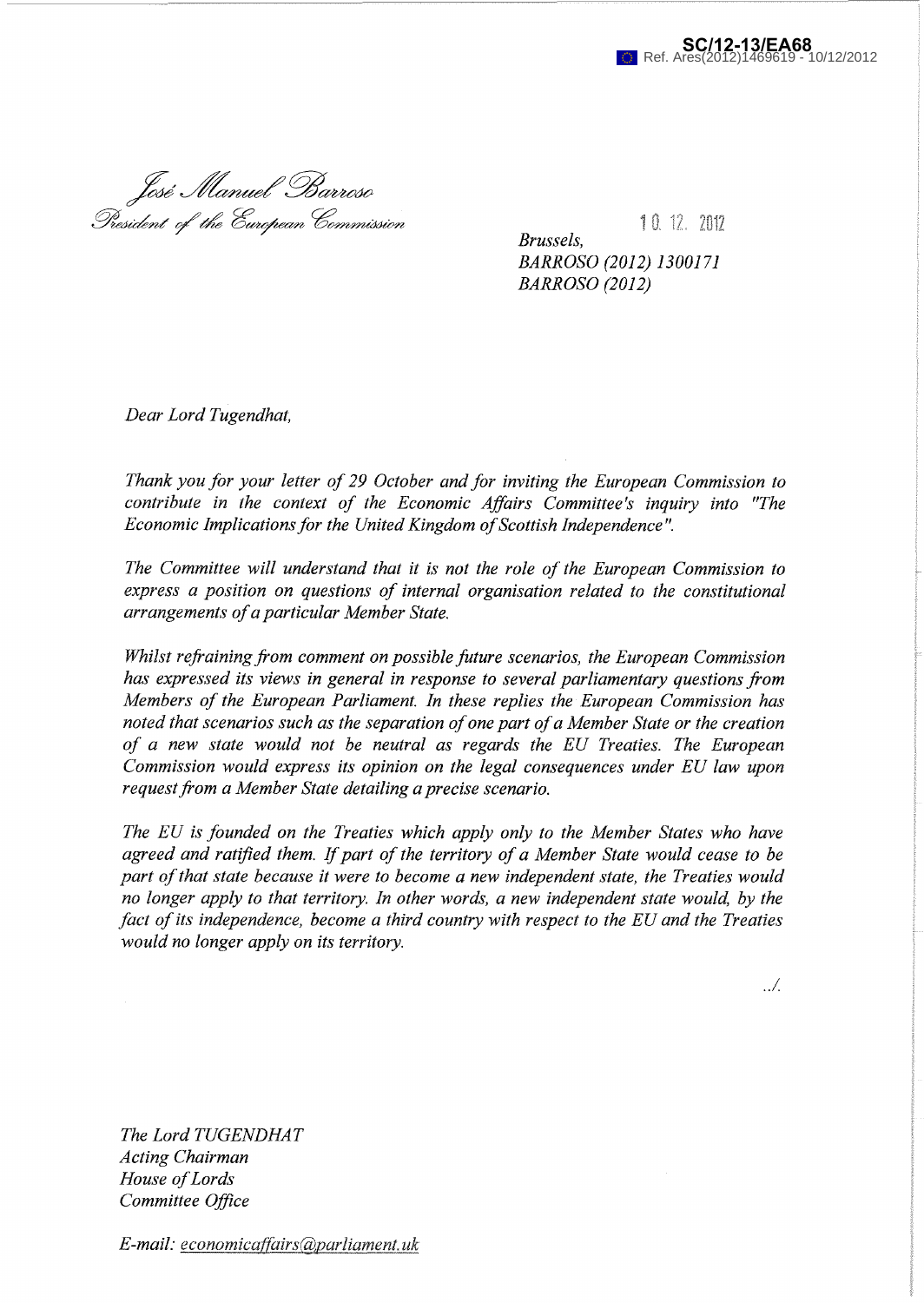SC/12-13/EA68
Ref. Ares(2012)1469619 - 10/12/2012

*José Manuel Barroso*
*President of the European Commission*

10. 12. 2012

*Brussels,*
*BARROSO (2012) 1300171*
*BARROSO (2012)*

*Dear Lord Tugendhat,*

*Thank you for your letter of 29 October and for inviting the European Commission to contribute in the context of the Economic Affairs Committee's inquiry into "The Economic Implications for the United Kingdom of Scottish Independence".*

*The Committee will understand that it is not the role of the European Commission to express a position on questions of internal organisation related to the constitutional arrangements of a particular Member State.*

*Whilst refraining from comment on possible future scenarios, the European Commission has expressed its views in general in response to several parliamentary questions from Members of the European Parliament. In these replies the European Commission has noted that scenarios such as the separation of one part of a Member State or the creation of a new state would not be neutral as regards the EU Treaties. The European Commission would express its opinion on the legal consequences under EU law upon request from a Member State detailing a precise scenario.*

*The EU is founded on the Treaties which apply only to the Member States who have agreed and ratified them. If part of the territory of a Member State would cease to be part of that state because it were to become a new independent state, the Treaties would no longer apply to that territory. In other words, a new independent state would, by the fact of its independence, become a third country with respect to the EU and the Treaties would no longer apply on its territory.*

../.

*The Lord TUGENDHAT*
*Acting Chairman*
*House of Lords*
*Committee Office*

*E-mail: economicaffairs@parliament.uk*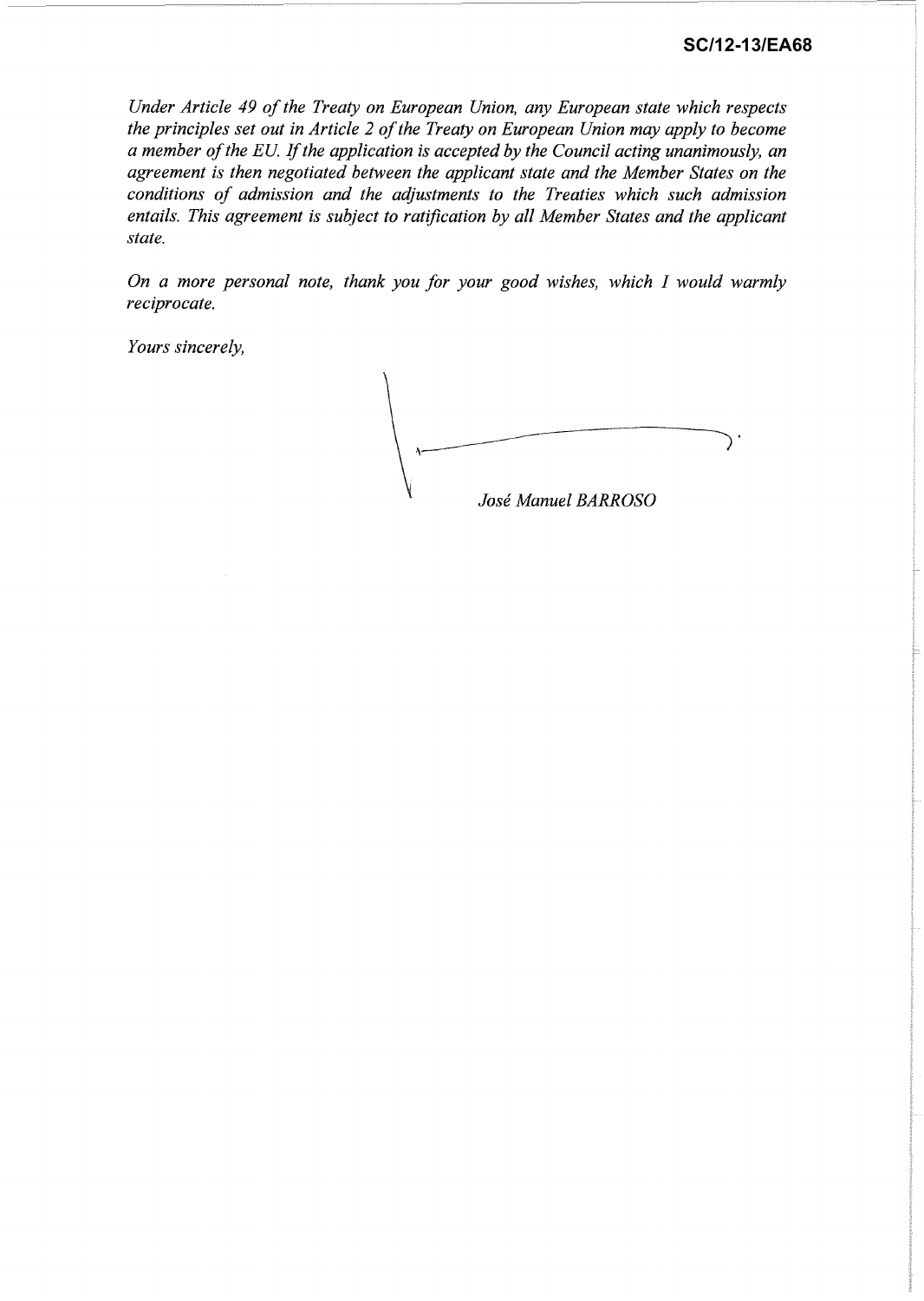*Under Article 49 of the Treaty on European Union, any European state which respects the principles set out in Article 2 of the Treaty on European Union may apply to become a member of the EU. If the application is accepted by the Council acting unanimously, an agreement is then negotiated between the applicant state and the Member States on the conditions of admission and the adjustments to the Treaties which such admission entails. This agreement is subject to ratification by all Member States and the applicant state.*

*On a more personal note, thank you for your good wishes, which I would warmly reciprocate.*

*Yours sincerely,*

*José Manuel BARROSO*